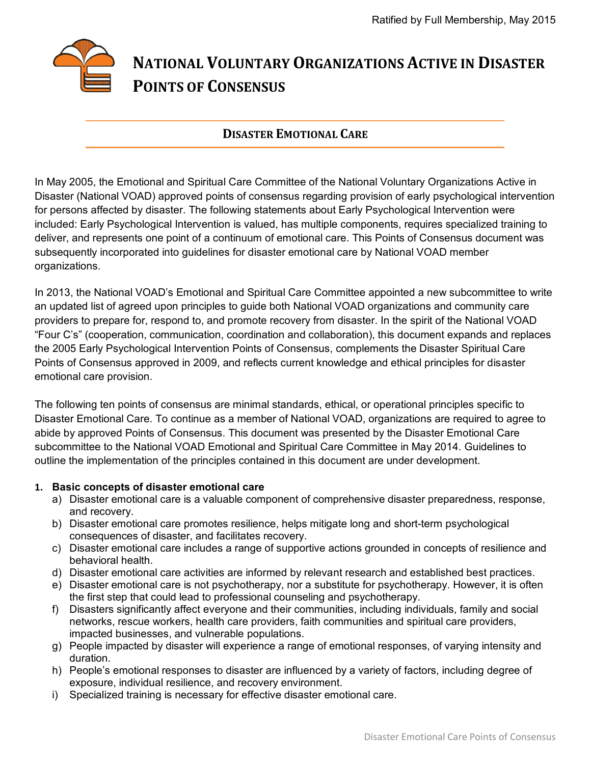Ratified by Full Membership, May 2015

# National Voluntary Organizations Active in Disaster Points of Consensus

## Disaster Emotional Care

In May 2005, the Emotional and Spiritual Care Committee of the National Voluntary Organizations Active in Disaster (National VOAD) approved points of consensus regarding provision of early psychological intervention for persons affected by disaster. The following statements about Early Psychological Intervention were included: Early Psychological Intervention is valued, has multiple components, requires specialized training to deliver, and represents one point of a continuum of emotional care. This Points of Consensus document was subsequently incorporated into guidelines for disaster emotional care by National VOAD member organizations.

In 2013, the National VOAD's Emotional and Spiritual Care Committee appointed a new subcommittee to write an updated list of agreed upon principles to guide both National VOAD organizations and community care providers to prepare for, respond to, and promote recovery from disaster. In the spirit of the National VOAD "Four C's" (cooperation, communication, coordination and collaboration), this document expands and replaces the 2005 Early Psychological Intervention Points of Consensus, complements the Disaster Spiritual Care Points of Consensus approved in 2009, and reflects current knowledge and ethical principles for disaster emotional care provision.

The following ten points of consensus are minimal standards, ethical, or operational principles specific to Disaster Emotional Care. To continue as a member of National VOAD, organizations are required to agree to abide by approved Points of Consensus. This document was presented by the Disaster Emotional Care subcommittee to the National VOAD Emotional and Spiritual Care Committee in May 2014. Guidelines to outline the implementation of the principles contained in this document are under development.

1. **Basic concepts of disaster emotional care**
   a) Disaster emotional care is a valuable component of comprehensive disaster preparedness, response, and recovery.
   b) Disaster emotional care promotes resilience, helps mitigate long and short-term psychological consequences of disaster, and facilitates recovery.
   c) Disaster emotional care includes a range of supportive actions grounded in concepts of resilience and behavioral health.
   d) Disaster emotional care activities are informed by relevant research and established best practices.
   e) Disaster emotional care is not psychotherapy, nor a substitute for psychotherapy. However, it is often the first step that could lead to professional counseling and psychotherapy.
   f) Disasters significantly affect everyone and their communities, including individuals, family and social networks, rescue workers, health care providers, faith communities and spiritual care providers, impacted businesses, and vulnerable populations.
   g) People impacted by disaster will experience a range of emotional responses, of varying intensity and duration.
   h) People's emotional responses to disaster are influenced by a variety of factors, including degree of exposure, individual resilience, and recovery environment.
   i) Specialized training is necessary for effective disaster emotional care.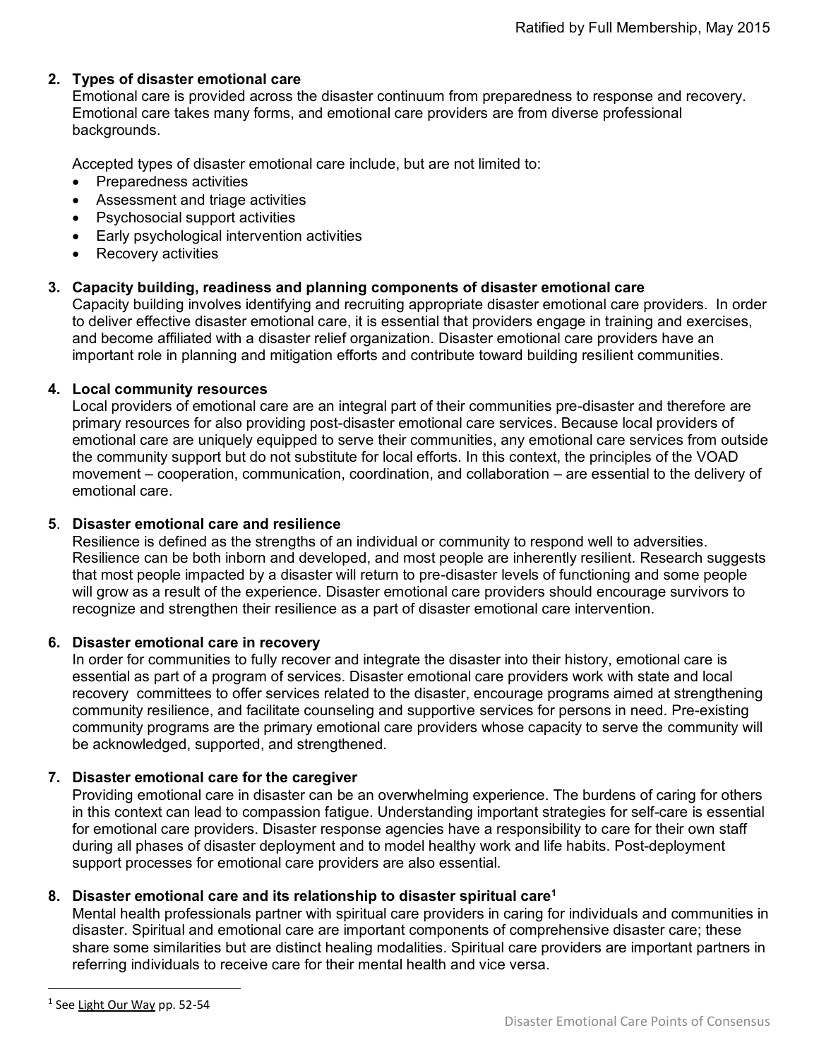**2. Types of disaster emotional care**

Emotional care is provided across the disaster continuum from preparedness to response and recovery. Emotional care takes many forms, and emotional care providers are from diverse professional backgrounds.

Accepted types of disaster emotional care include, but are not limited to:

- Preparedness activities
- Assessment and triage activities
- Psychosocial support activities
- Early psychological intervention activities
- Recovery activities

**3. Capacity building, readiness and planning components of disaster emotional care**

Capacity building involves identifying and recruiting appropriate disaster emotional care providers. In order to deliver effective disaster emotional care, it is essential that providers engage in training and exercises, and become affiliated with a disaster relief organization. Disaster emotional care providers have an important role in planning and mitigation efforts and contribute toward building resilient communities.

**4. Local community resources**

Local providers of emotional care are an integral part of their communities pre-disaster and therefore are primary resources for also providing post-disaster emotional care services. Because local providers of emotional care are uniquely equipped to serve their communities, any emotional care services from outside the community support but do not substitute for local efforts. In this context, the principles of the VOAD movement – cooperation, communication, coordination, and collaboration – are essential to the delivery of emotional care.

**5. Disaster emotional care and resilience**

Resilience is defined as the strengths of an individual or community to respond well to adversities. Resilience can be both inborn and developed, and most people are inherently resilient. Research suggests that most people impacted by a disaster will return to pre-disaster levels of functioning and some people will grow as a result of the experience. Disaster emotional care providers should encourage survivors to recognize and strengthen their resilience as a part of disaster emotional care intervention.

**6. Disaster emotional care in recovery**

In order for communities to fully recover and integrate the disaster into their history, emotional care is essential as part of a program of services. Disaster emotional care providers work with state and local recovery committees to offer services related to the disaster, encourage programs aimed at strengthening community resilience, and facilitate counseling and supportive services for persons in need. Pre-existing community programs are the primary emotional care providers whose capacity to serve the community will be acknowledged, supported, and strengthened.

**7. Disaster emotional care for the caregiver**

Providing emotional care in disaster can be an overwhelming experience. The burdens of caring for others in this context can lead to compassion fatigue. Understanding important strategies for self-care is essential for emotional care providers. Disaster response agencies have a responsibility to care for their own staff during all phases of disaster deployment and to model healthy work and life habits. Post-deployment support processes for emotional care providers are also essential.

**8. Disaster emotional care and its relationship to disaster spiritual care[1]**

Mental health professionals partner with spiritual care providers in caring for individuals and communities in disaster. Spiritual and emotional care are important components of comprehensive disaster care; these share some similarities but are distinct healing modalities. Spiritual care providers are important partners in referring individuals to receive care for their mental health and vice versa.

---

[1] See Light Our Way pp. 52-54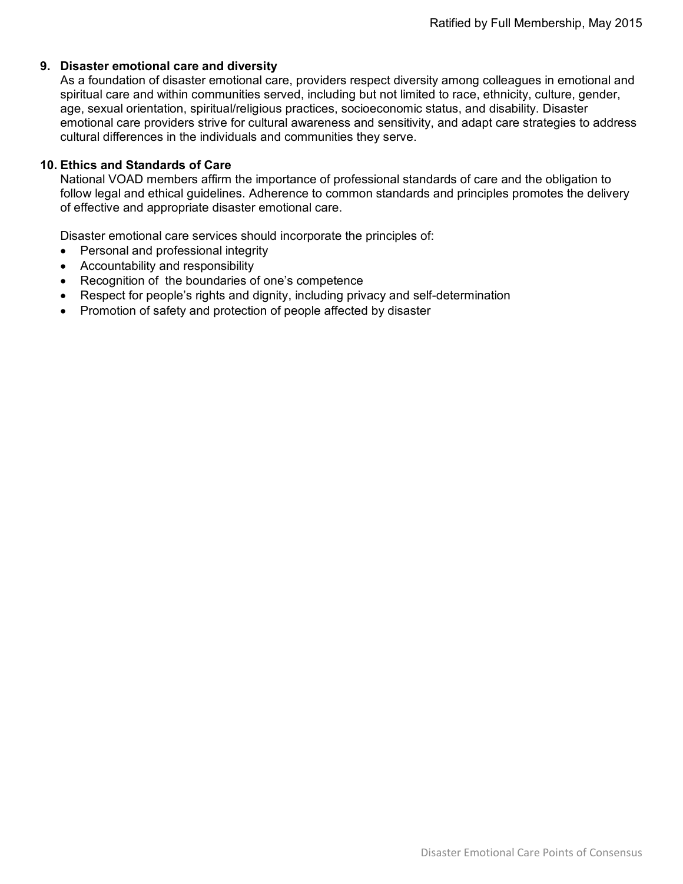**9. Disaster emotional care and diversity**

As a foundation of disaster emotional care, providers respect diversity among colleagues in emotional and spiritual care and within communities served, including but not limited to race, ethnicity, culture, gender, age, sexual orientation, spiritual/religious practices, socioeconomic status, and disability. Disaster emotional care providers strive for cultural awareness and sensitivity, and adapt care strategies to address cultural differences in the individuals and communities they serve.

**10. Ethics and Standards of Care**

National VOAD members affirm the importance of professional standards of care and the obligation to follow legal and ethical guidelines. Adherence to common standards and principles promotes the delivery of effective and appropriate disaster emotional care.

Disaster emotional care services should incorporate the principles of:

- Personal and professional integrity
- Accountability and responsibility
- Recognition of the boundaries of one's competence
- Respect for people's rights and dignity, including privacy and self-determination
- Promotion of safety and protection of people affected by disaster